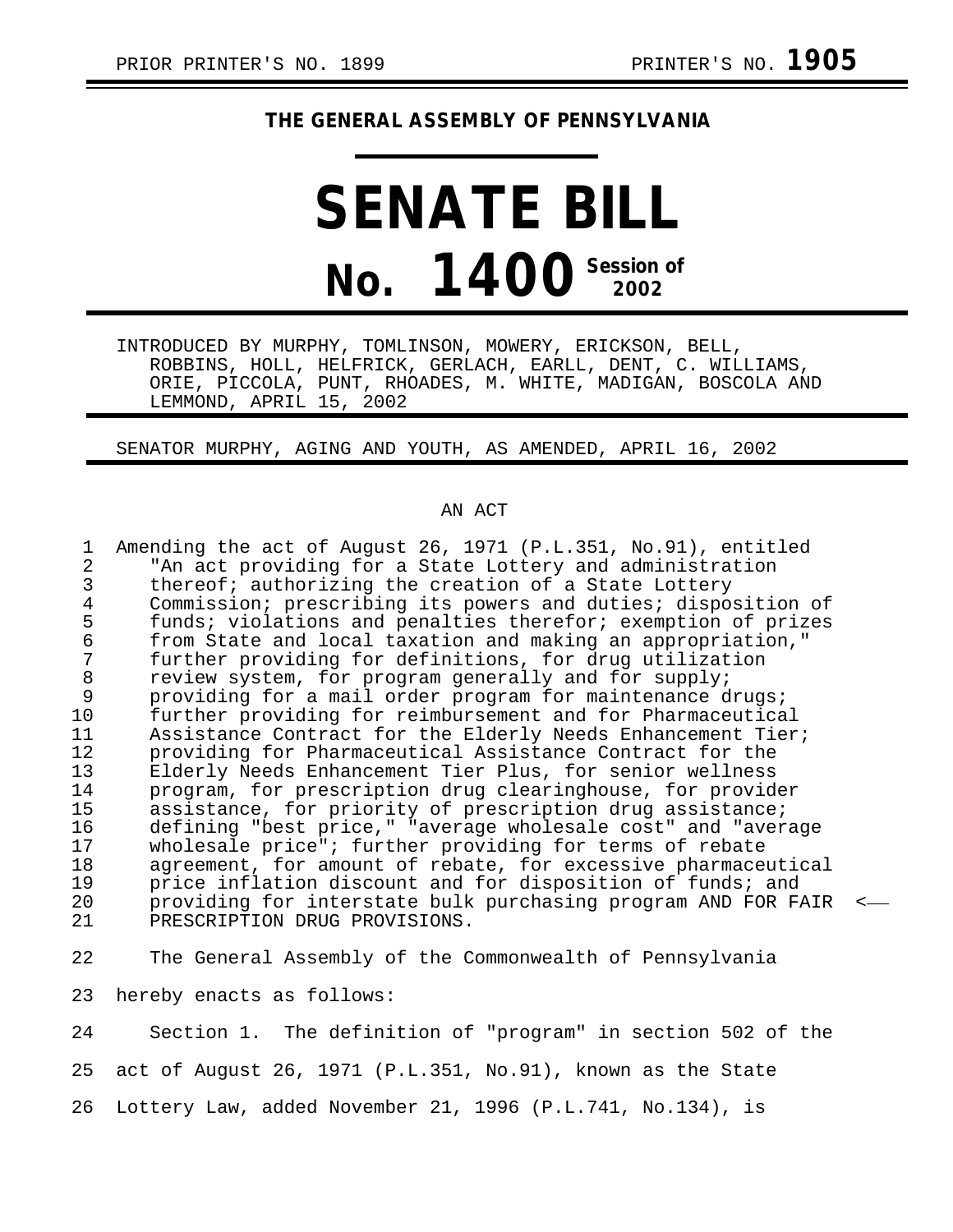PRIOR PRINTER'S NO. 1899 PRINTER'S NO. **1905**

**THE GENERAL ASSEMBLY OF PENNSYLVANIA**

# SENATE BILL

# No. 1400 Session of 2002

INTRODUCED BY MURPHY, TOMLINSON, MOWERY, ERICKSON, BELL, ROBBINS, HOLL, HELFRICK, GERLACH, EARLL, DENT, C. WILLIAMS, ORIE, PICCOLA, PUNT, RHOADES, M. WHITE, MADIGAN, BOSCOLA AND LEMMOND, APRIL 15, 2002

SENATOR MURPHY, AGING AND YOUTH, AS AMENDED, APRIL 16, 2002

AN ACT

Amending the act of August 26, 1971 (P.L.351, No.91), entitled "An act providing for a State Lottery and administration thereof; authorizing the creation of a State Lottery Commission; prescribing its powers and duties; disposition of funds; violations and penalties therefor; exemption of prizes from State and local taxation and making an appropriation," further providing for definitions, for drug utilization review system, for program generally and for supply; providing for a mail order program for maintenance drugs; further providing for reimbursement and for Pharmaceutical Assistance Contract for the Elderly Needs Enhancement Tier; providing for Pharmaceutical Assistance Contract for the Elderly Needs Enhancement Tier Plus, for senior wellness program, for prescription drug clearinghouse, for provider assistance, for priority of prescription drug assistance; defining "best price," "average wholesale cost" and "average wholesale price"; further providing for terms of rebate agreement, for amount of rebate, for excessive pharmaceutical price inflation discount and for disposition of funds; and providing for interstate bulk purchasing program AND FOR FAIR PRESCRIPTION DRUG PROVISIONS.

The General Assembly of the Commonwealth of Pennsylvania hereby enacts as follows:

Section 1. The definition of "program" in section 502 of the act of August 26, 1971 (P.L.351, No.91), known as the State Lottery Law, added November 21, 1996 (P.L.741, No.134), is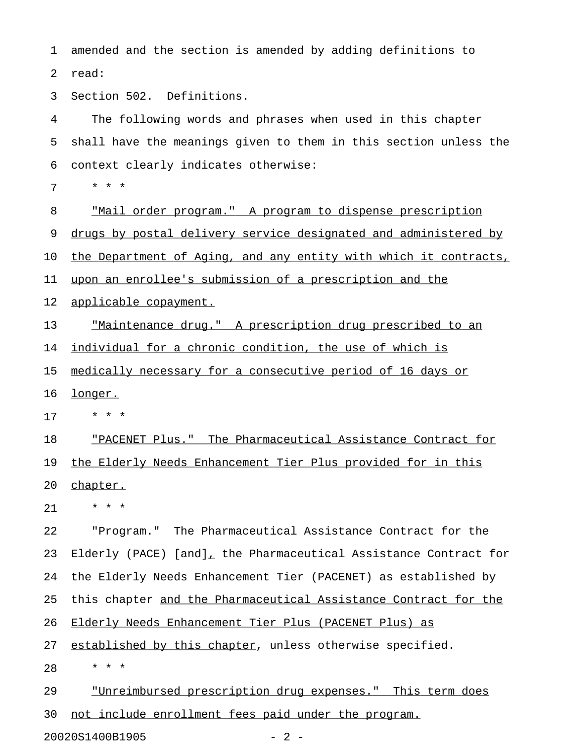amended and the section is amended by adding definitions to read:

Section 502. Definitions.

The following words and phrases when used in this chapter shall have the meanings given to them in this section unless the context clearly indicates otherwise:

* * *

"Mail order program." A program to dispense prescription drugs by postal delivery service designated and administered by the Department of Aging, and any entity with which it contracts, upon an enrollee's submission of a prescription and the applicable copayment.

"Maintenance drug." A prescription drug prescribed to an individual for a chronic condition, the use of which is medically necessary for a consecutive period of 16 days or longer.

* * *

"PACENET Plus." The Pharmaceutical Assistance Contract for the Elderly Needs Enhancement Tier Plus provided for in this chapter.

* * *

"Program." The Pharmaceutical Assistance Contract for the Elderly (PACE) [and], the Pharmaceutical Assistance Contract for the Elderly Needs Enhancement Tier (PACENET) as established by this chapter and the Pharmaceutical Assistance Contract for the Elderly Needs Enhancement Tier Plus (PACENET Plus) as established by this chapter, unless otherwise specified.

* * *

"Unreimbursed prescription drug expenses." This term does not include enrollment fees paid under the program.

20020S1400B1905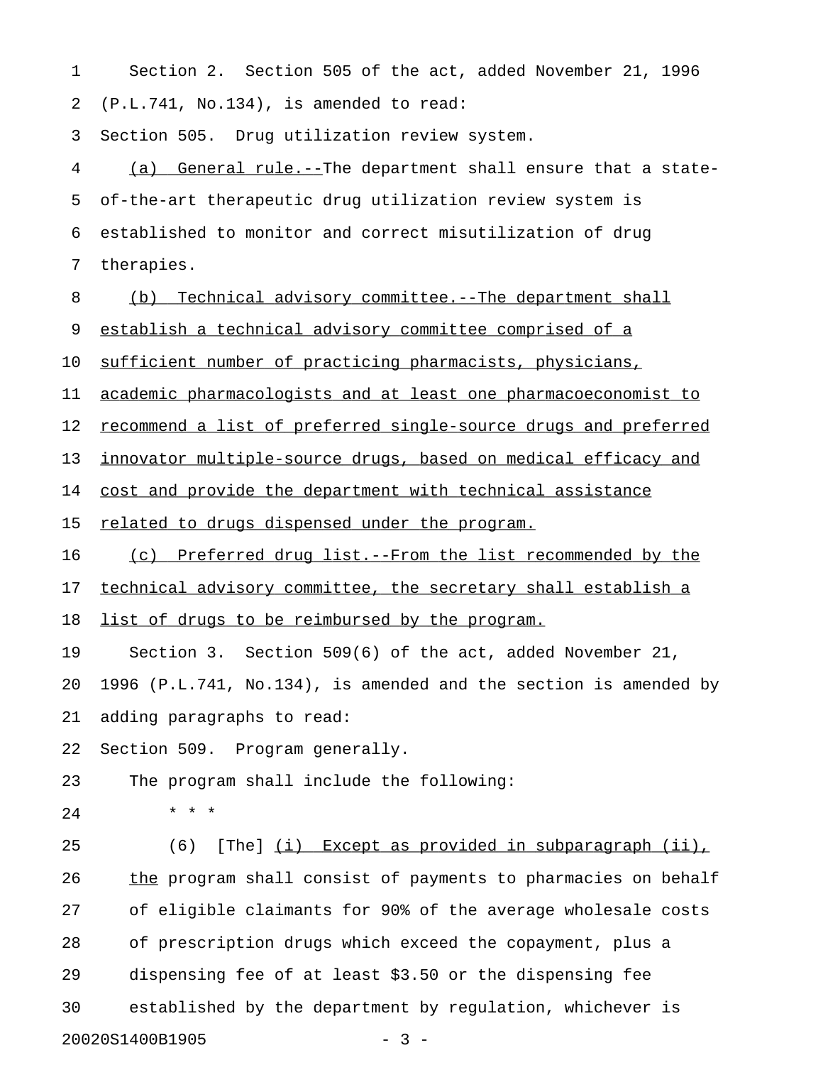Section 2. Section 505 of the act, added November 21, 1996 (P.L.741, No.134), is amended to read:

Section 505. Drug utilization review system.

(a) General rule.--The department shall ensure that a state-of-the-art therapeutic drug utilization review system is established to monitor and correct misutilization of drug therapies.

(b) Technical advisory committee.--The department shall establish a technical advisory committee comprised of a sufficient number of practicing pharmacists, physicians, academic pharmacologists and at least one pharmacoeconomist to recommend a list of preferred single-source drugs and preferred innovator multiple-source drugs, based on medical efficacy and cost and provide the department with technical assistance related to drugs dispensed under the program.

(c) Preferred drug list.--From the list recommended by the technical advisory committee, the secretary shall establish a list of drugs to be reimbursed by the program.

Section 3. Section 509(6) of the act, added November 21, 1996 (P.L.741, No.134), is amended and the section is amended by adding paragraphs to read:

Section 509. Program generally.

The program shall include the following:

\* \* \*

(6) [The] (i) Except as provided in subparagraph (ii), the program shall consist of payments to pharmacies on behalf of eligible claimants for 90% of the average wholesale costs of prescription drugs which exceed the copayment, plus a dispensing fee of at least $3.50 or the dispensing fee established by the department by regulation, whichever is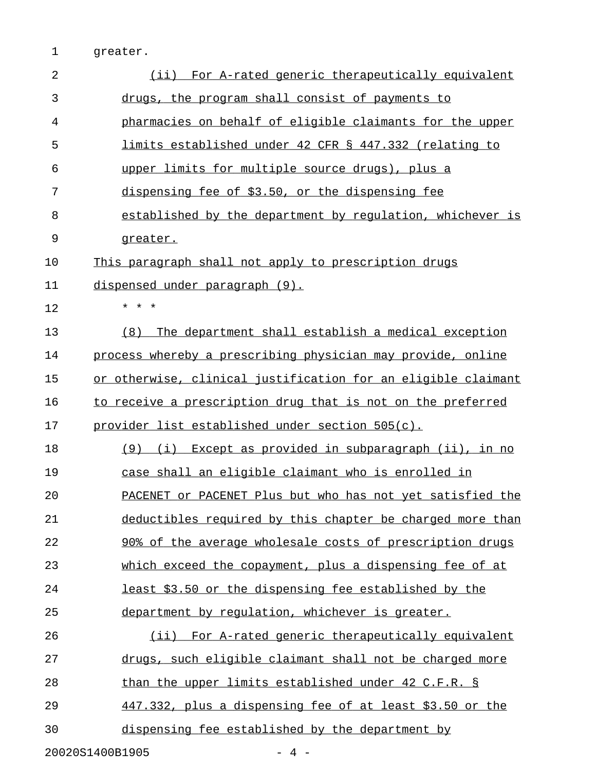greater.

(ii) For A-rated generic therapeutically equivalent drugs, the program shall consist of payments to pharmacies on behalf of eligible claimants for the upper limits established under 42 CFR § 447.332 (relating to upper limits for multiple source drugs), plus a dispensing fee of $3.50, or the dispensing fee established by the department by regulation, whichever is greater.

This paragraph shall not apply to prescription drugs dispensed under paragraph (9).

* * *

(8) The department shall establish a medical exception process whereby a prescribing physician may provide, online or otherwise, clinical justification for an eligible claimant to receive a prescription drug that is not on the preferred provider list established under section 505(c).

(9) (i) Except as provided in subparagraph (ii), in no case shall an eligible claimant who is enrolled in PACENET or PACENET Plus but who has not yet satisfied the deductibles required by this chapter be charged more than 90% of the average wholesale costs of prescription drugs which exceed the copayment, plus a dispensing fee of at least $3.50 or the dispensing fee established by the department by regulation, whichever is greater.

(ii) For A-rated generic therapeutically equivalent drugs, such eligible claimant shall not be charged more than the upper limits established under 42 C.F.R. § 447.332, plus a dispensing fee of at least $3.50 or the dispensing fee established by the department by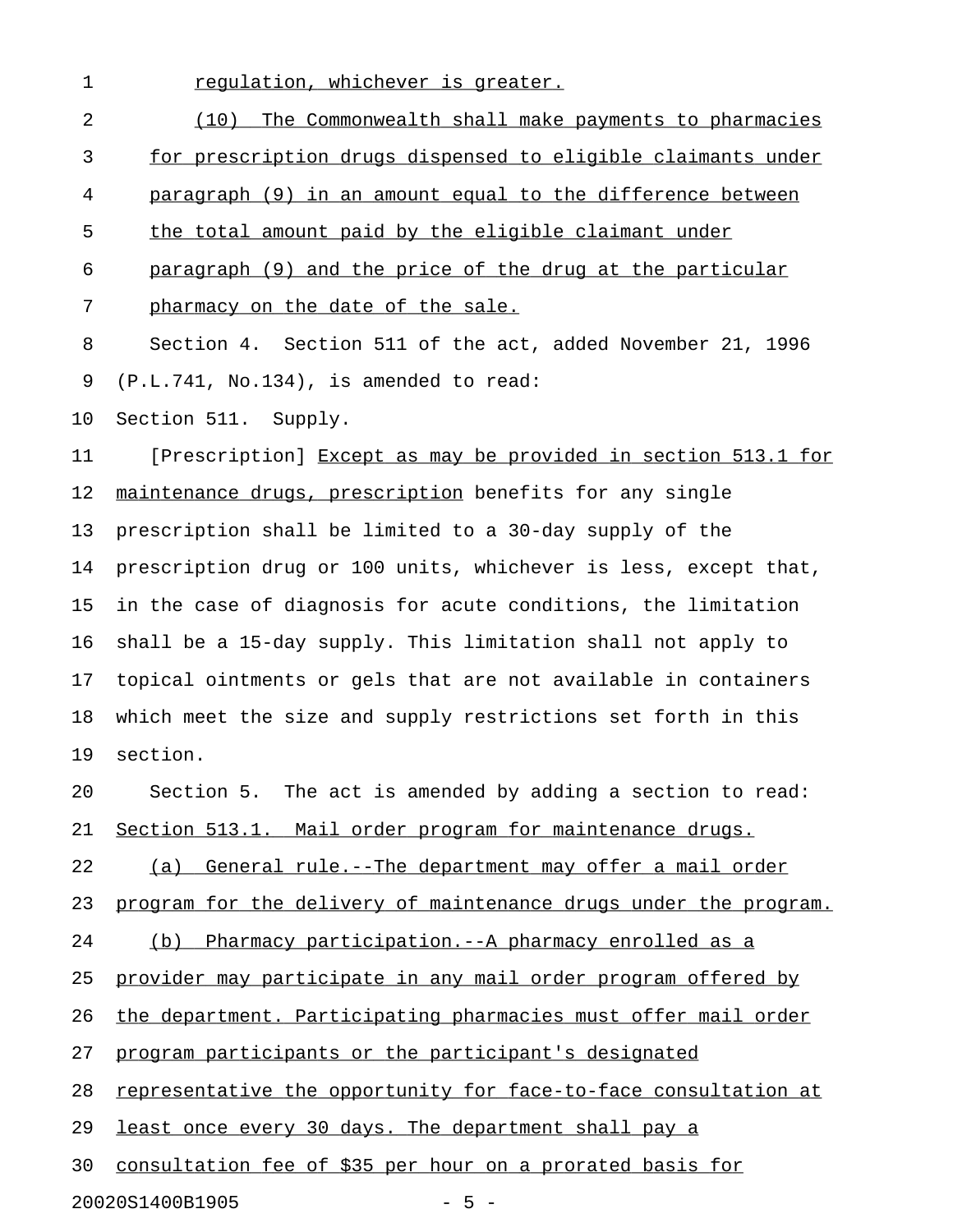regulation, whichever is greater.

(10) The Commonwealth shall make payments to pharmacies for prescription drugs dispensed to eligible claimants under paragraph (9) in an amount equal to the difference between the total amount paid by the eligible claimant under paragraph (9) and the price of the drug at the particular pharmacy on the date of the sale.

Section 4. Section 511 of the act, added November 21, 1996 (P.L.741, No.134), is amended to read:

Section 511. Supply.

[Prescription] Except as may be provided in section 513.1 for maintenance drugs, prescription benefits for any single prescription shall be limited to a 30-day supply of the prescription drug or 100 units, whichever is less, except that, in the case of diagnosis for acute conditions, the limitation shall be a 15-day supply. This limitation shall not apply to topical ointments or gels that are not available in containers which meet the size and supply restrictions set forth in this section.

Section 5. The act is amended by adding a section to read:

Section 513.1. Mail order program for maintenance drugs.

(a) General rule.--The department may offer a mail order program for the delivery of maintenance drugs under the program.

(b) Pharmacy participation.--A pharmacy enrolled as a provider may participate in any mail order program offered by the department. Participating pharmacies must offer mail order program participants or the participant's designated representative the opportunity for face-to-face consultation at least once every 30 days. The department shall pay a consultation fee of $35 per hour on a prorated basis for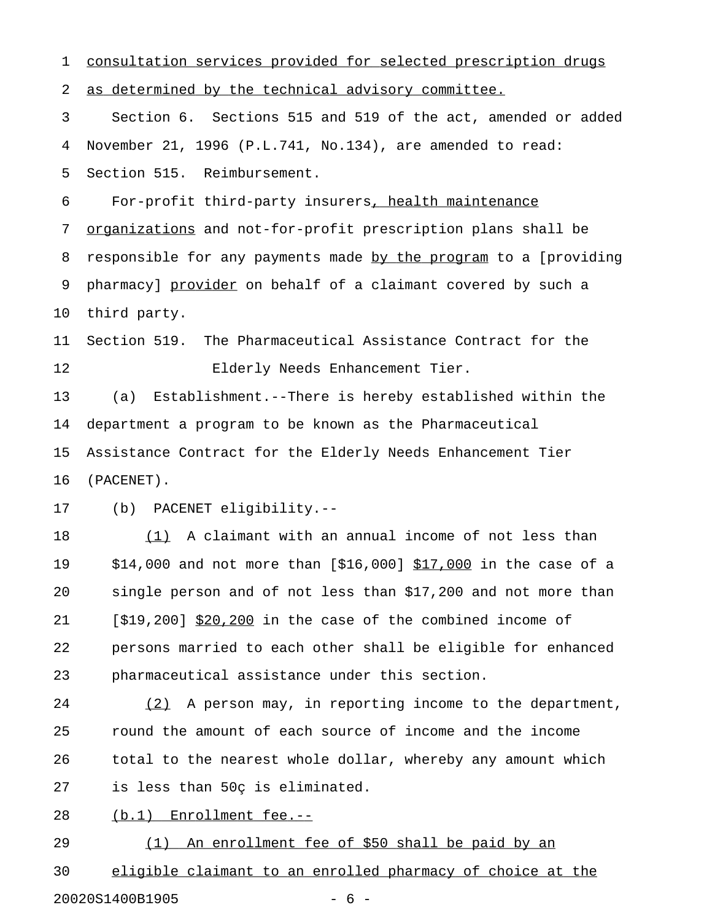consultation services provided for selected prescription drugs as determined by the technical advisory committee.

Section 6. Sections 515 and 519 of the act, amended or added November 21, 1996 (P.L.741, No.134), are amended to read:

Section 515. Reimbursement.

For-profit third-party insurers, health maintenance organizations and not-for-profit prescription plans shall be responsible for any payments made by the program to a [providing pharmacy] provider on behalf of a claimant covered by such a third party.

Section 519. The Pharmaceutical Assistance Contract for the Elderly Needs Enhancement Tier.

(a) Establishment.--There is hereby established within the department a program to be known as the Pharmaceutical Assistance Contract for the Elderly Needs Enhancement Tier (PACENET).

(b) PACENET eligibility.--

(1) A claimant with an annual income of not less than $14,000 and not more than [$16,000] $17,000 in the case of a single person and of not less than $17,200 and not more than [$19,200] $20,200 in the case of the combined income of persons married to each other shall be eligible for enhanced pharmaceutical assistance under this section.

(2) A person may, in reporting income to the department, round the amount of each source of income and the income total to the nearest whole dollar, whereby any amount which is less than 50ç is eliminated.

(b.1) Enrollment fee.--

(1) An enrollment fee of $50 shall be paid by an eligible claimant to an enrolled pharmacy of choice at the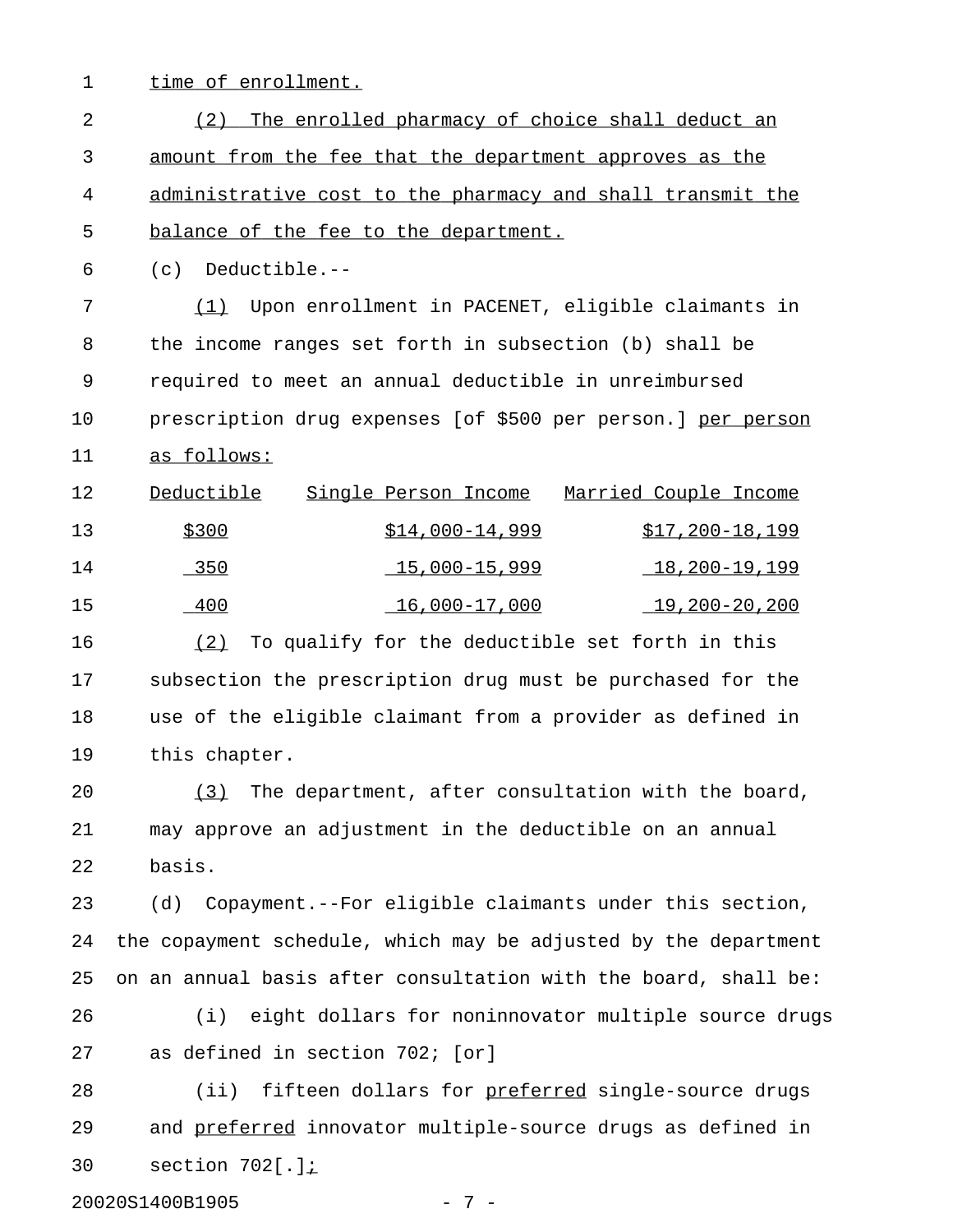time of enrollment.

(2) The enrolled pharmacy of choice shall deduct an amount from the fee that the department approves as the administrative cost to the pharmacy and shall transmit the balance of the fee to the department.

(c) Deductible.--

(1) Upon enrollment in PACENET, eligible claimants in the income ranges set forth in subsection (b) shall be required to meet an annual deductible in unreimbursed prescription drug expenses [of $500 per person.] per person as follows:

| Deductible | Single Person Income | Married Couple Income |
|---|---|---|
| $300 | $14,000-14,999 | $17,200-18,199 |
| 350 | 15,000-15,999 | 18,200-19,199 |
| 400 | 16,000-17,000 | 19,200-20,200 |

(2) To qualify for the deductible set forth in this subsection the prescription drug must be purchased for the use of the eligible claimant from a provider as defined in this chapter.

(3) The department, after consultation with the board, may approve an adjustment in the deductible on an annual basis.

(d) Copayment.--For eligible claimants under this section, the copayment schedule, which may be adjusted by the department on an annual basis after consultation with the board, shall be:

(i) eight dollars for noninnovator multiple source drugs as defined in section 702; [or]

(ii) fifteen dollars for preferred single-source drugs and preferred innovator multiple-source drugs as defined in section 702[.];

20020S1400B1905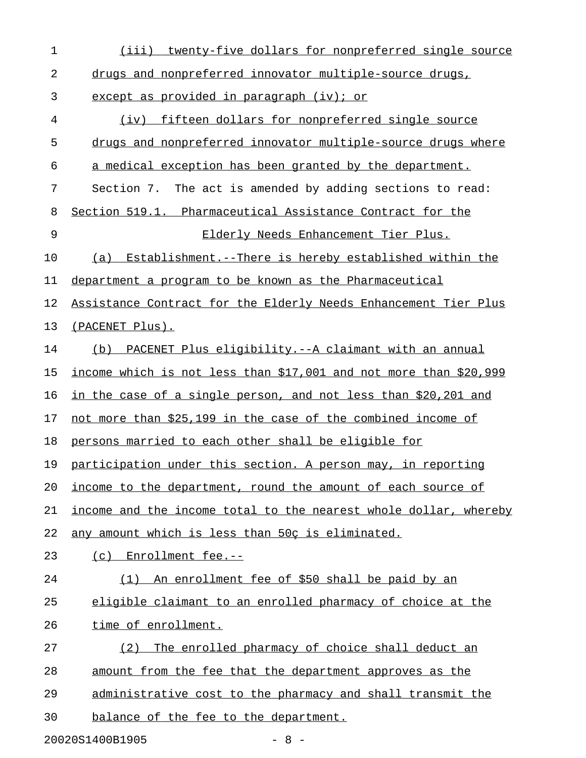(iii) twenty-five dollars for nonpreferred single source drugs and nonpreferred innovator multiple-source drugs, except as provided in paragraph (iv); or

(iv) fifteen dollars for nonpreferred single source drugs and nonpreferred innovator multiple-source drugs where a medical exception has been granted by the department.

Section 7. The act is amended by adding sections to read:

Section 519.1. Pharmaceutical Assistance Contract for the Elderly Needs Enhancement Tier Plus.

(a) Establishment.--There is hereby established within the department a program to be known as the Pharmaceutical Assistance Contract for the Elderly Needs Enhancement Tier Plus (PACENET Plus).

(b) PACENET Plus eligibility.--A claimant with an annual income which is not less than $17,001 and not more than $20,999 in the case of a single person, and not less than $20,201 and not more than $25,199 in the case of the combined income of persons married to each other shall be eligible for participation under this section. A person may, in reporting income to the department, round the amount of each source of income and the income total to the nearest whole dollar, whereby any amount which is less than 50ç is eliminated.

(c) Enrollment fee.--

(1) An enrollment fee of $50 shall be paid by an eligible claimant to an enrolled pharmacy of choice at the time of enrollment.

(2) The enrolled pharmacy of choice shall deduct an amount from the fee that the department approves as the administrative cost to the pharmacy and shall transmit the balance of the fee to the department.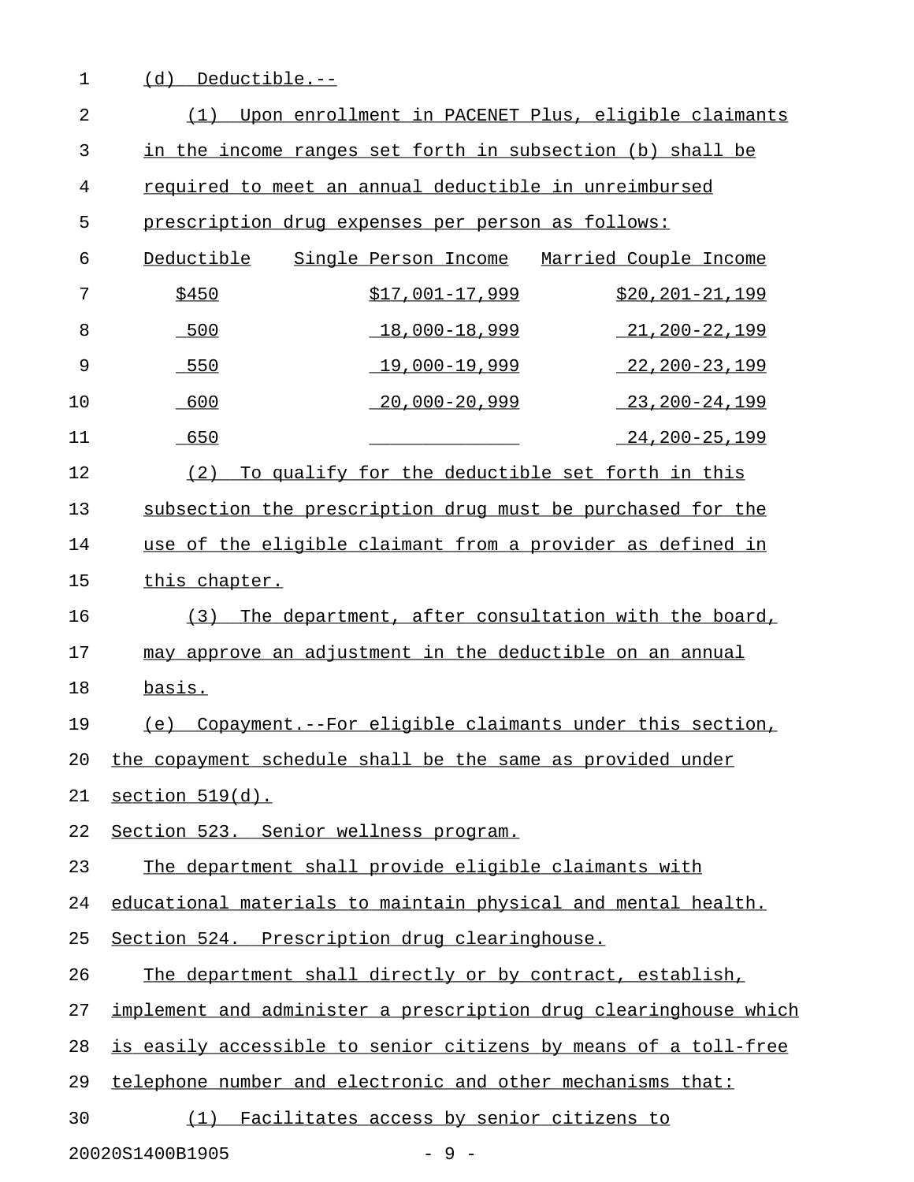(d) Deductible.--

(1) Upon enrollment in PACENET Plus, eligible claimants in the income ranges set forth in subsection (b) shall be required to meet an annual deductible in unreimbursed prescription drug expenses per person as follows:

| Deductible | Single Person Income | Married Couple Income |
|---|---|---|
| $450 | $17,001-17,999 | $20,201-21,199 |
| 500 | 18,000-18,999 | 21,200-22,199 |
| 550 | 19,000-19,999 | 22,200-23,199 |
| 600 | 20,000-20,999 | 23,200-24,199 |
| 650 | | 24,200-25,199 |

(2) To qualify for the deductible set forth in this subsection the prescription drug must be purchased for the use of the eligible claimant from a provider as defined in this chapter.

(3) The department, after consultation with the board, may approve an adjustment in the deductible on an annual basis.

(e) Copayment.--For eligible claimants under this section, the copayment schedule shall be the same as provided under section 519(d).

Section 523. Senior wellness program.

The department shall provide eligible claimants with educational materials to maintain physical and mental health.

Section 524. Prescription drug clearinghouse.

The department shall directly or by contract, establish, implement and administer a prescription drug clearinghouse which is easily accessible to senior citizens by means of a toll-free telephone number and electronic and other mechanisms that:

(1) Facilitates access by senior citizens to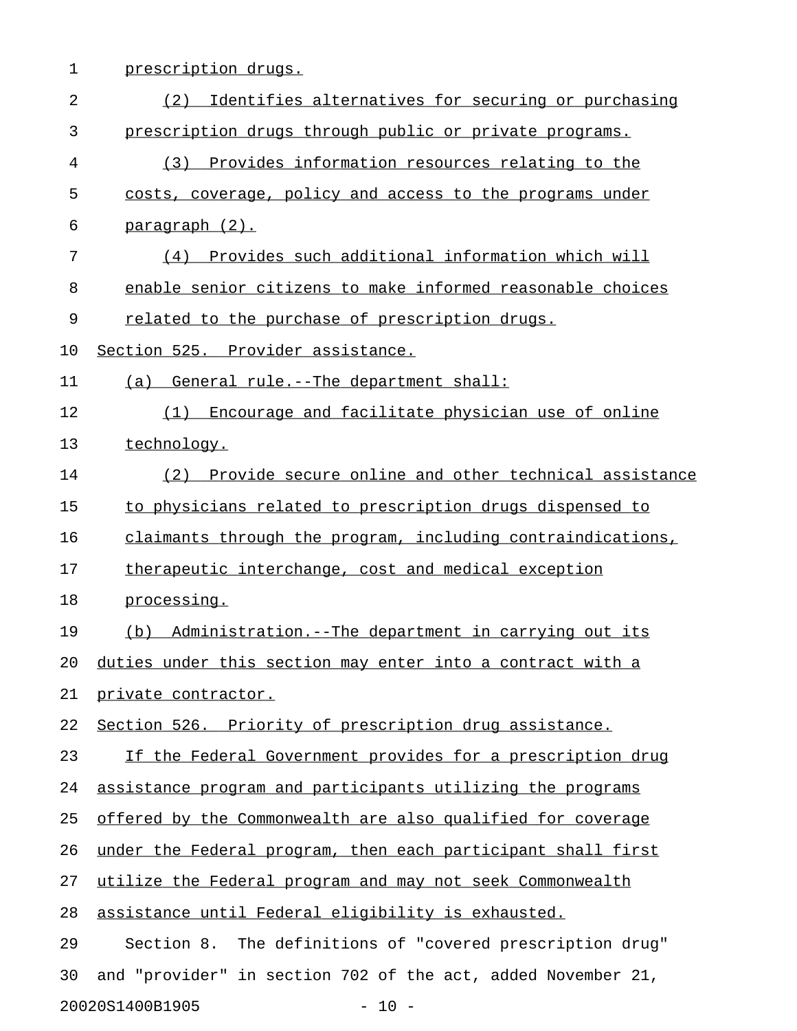prescription drugs.

(2) Identifies alternatives for securing or purchasing prescription drugs through public or private programs.

(3) Provides information resources relating to the costs, coverage, policy and access to the programs under paragraph (2).

(4) Provides such additional information which will enable senior citizens to make informed reasonable choices related to the purchase of prescription drugs.

Section 525. Provider assistance.

(a) General rule.--The department shall:

(1) Encourage and facilitate physician use of online technology.

(2) Provide secure online and other technical assistance to physicians related to prescription drugs dispensed to claimants through the program, including contraindications, therapeutic interchange, cost and medical exception processing.

(b) Administration.--The department in carrying out its duties under this section may enter into a contract with a private contractor.

Section 526. Priority of prescription drug assistance.

If the Federal Government provides for a prescription drug assistance program and participants utilizing the programs offered by the Commonwealth are also qualified for coverage under the Federal program, then each participant shall first utilize the Federal program and may not seek Commonwealth assistance until Federal eligibility is exhausted.

Section 8. The definitions of "covered prescription drug" and "provider" in section 702 of the act, added November 21,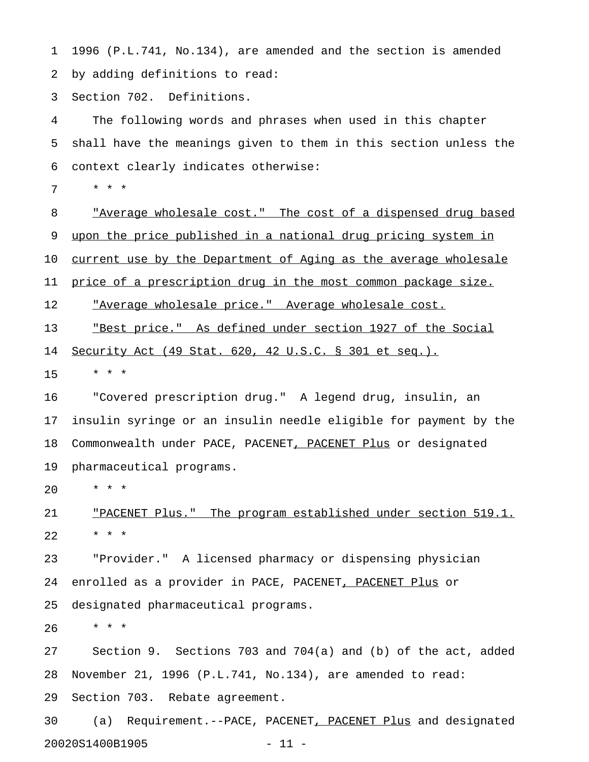1996 (P.L.741, No.134), are amended and the section is amended by adding definitions to read:

Section 702. Definitions.

The following words and phrases when used in this chapter shall have the meanings given to them in this section unless the context clearly indicates otherwise:

* * *

"Average wholesale cost." The cost of a dispensed drug based upon the price published in a national drug pricing system in current use by the Department of Aging as the average wholesale price of a prescription drug in the most common package size.

"Average wholesale price." Average wholesale cost.

"Best price." As defined under section 1927 of the Social Security Act (49 Stat. 620, 42 U.S.C. § 301 et seq.).

* * *

"Covered prescription drug." A legend drug, insulin, an insulin syringe or an insulin needle eligible for payment by the Commonwealth under PACE, PACENET, PACENET Plus or designated pharmaceutical programs.

* * *

"PACENET Plus." The program established under section 519.1.

* * *

"Provider." A licensed pharmacy or dispensing physician enrolled as a provider in PACE, PACENET, PACENET Plus or designated pharmaceutical programs.

* * *

Section 9. Sections 703 and 704(a) and (b) of the act, added November 21, 1996 (P.L.741, No.134), are amended to read:

Section 703. Rebate agreement.

(a) Requirement.--PACE, PACENET, PACENET Plus and designated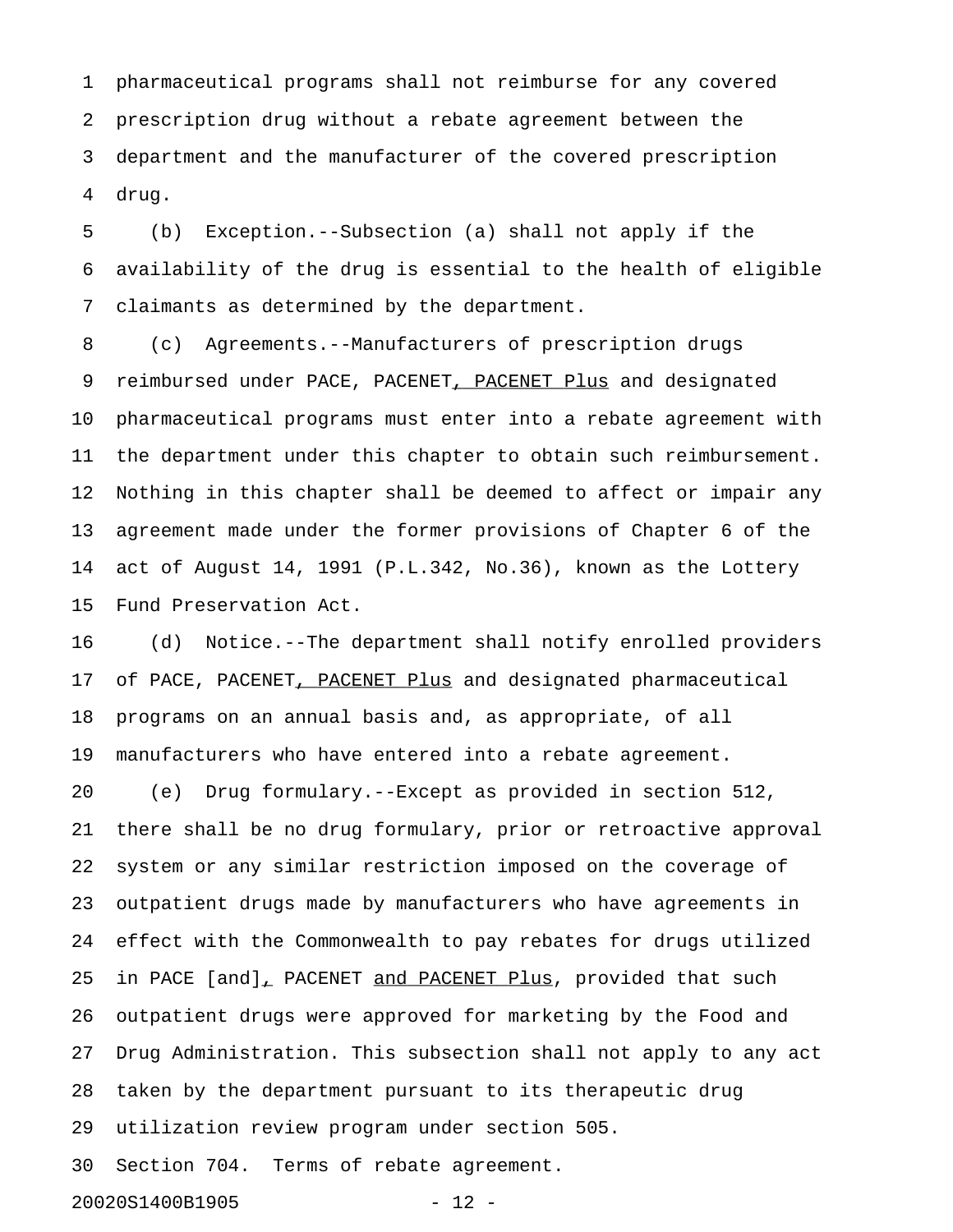pharmaceutical programs shall not reimburse for any covered prescription drug without a rebate agreement between the department and the manufacturer of the covered prescription drug.

(b) Exception.--Subsection (a) shall not apply if the availability of the drug is essential to the health of eligible claimants as determined by the department.

(c) Agreements.--Manufacturers of prescription drugs reimbursed under PACE, PACENET, PACENET Plus and designated pharmaceutical programs must enter into a rebate agreement with the department under this chapter to obtain such reimbursement. Nothing in this chapter shall be deemed to affect or impair any agreement made under the former provisions of Chapter 6 of the act of August 14, 1991 (P.L.342, No.36), known as the Lottery Fund Preservation Act.

(d) Notice.--The department shall notify enrolled providers of PACE, PACENET, PACENET Plus and designated pharmaceutical programs on an annual basis and, as appropriate, of all manufacturers who have entered into a rebate agreement.

(e) Drug formulary.--Except as provided in section 512, there shall be no drug formulary, prior or retroactive approval system or any similar restriction imposed on the coverage of outpatient drugs made by manufacturers who have agreements in effect with the Commonwealth to pay rebates for drugs utilized in PACE [and], PACENET and PACENET Plus, provided that such outpatient drugs were approved for marketing by the Food and Drug Administration. This subsection shall not apply to any act taken by the department pursuant to its therapeutic drug utilization review program under section 505.

Section 704. Terms of rebate agreement.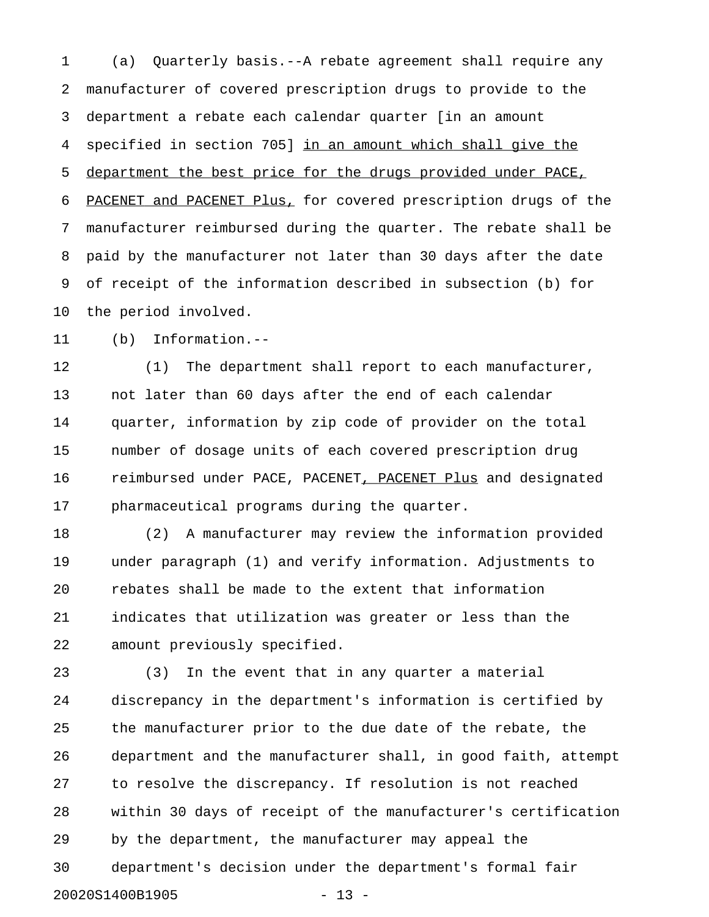(a) Quarterly basis.--A rebate agreement shall require any manufacturer of covered prescription drugs to provide to the department a rebate each calendar quarter [in an amount specified in section 705] <u>in an amount which shall give the department the best price for the drugs provided under PACE, PACENET and PACENET Plus,</u> for covered prescription drugs of the manufacturer reimbursed during the quarter. The rebate shall be paid by the manufacturer not later than 30 days after the date of receipt of the information described in subsection (b) for the period involved.

(b) Information.--

(1) The department shall report to each manufacturer, not later than 60 days after the end of each calendar quarter, information by zip code of provider on the total number of dosage units of each covered prescription drug reimbursed under PACE, PACENET<u>, PACENET Plus</u> and designated pharmaceutical programs during the quarter.

(2) A manufacturer may review the information provided under paragraph (1) and verify information. Adjustments to rebates shall be made to the extent that information indicates that utilization was greater or less than the amount previously specified.

(3) In the event that in any quarter a material discrepancy in the department's information is certified by the manufacturer prior to the due date of the rebate, the department and the manufacturer shall, in good faith, attempt to resolve the discrepancy. If resolution is not reached within 30 days of receipt of the manufacturer's certification by the department, the manufacturer may appeal the department's decision under the department's formal fair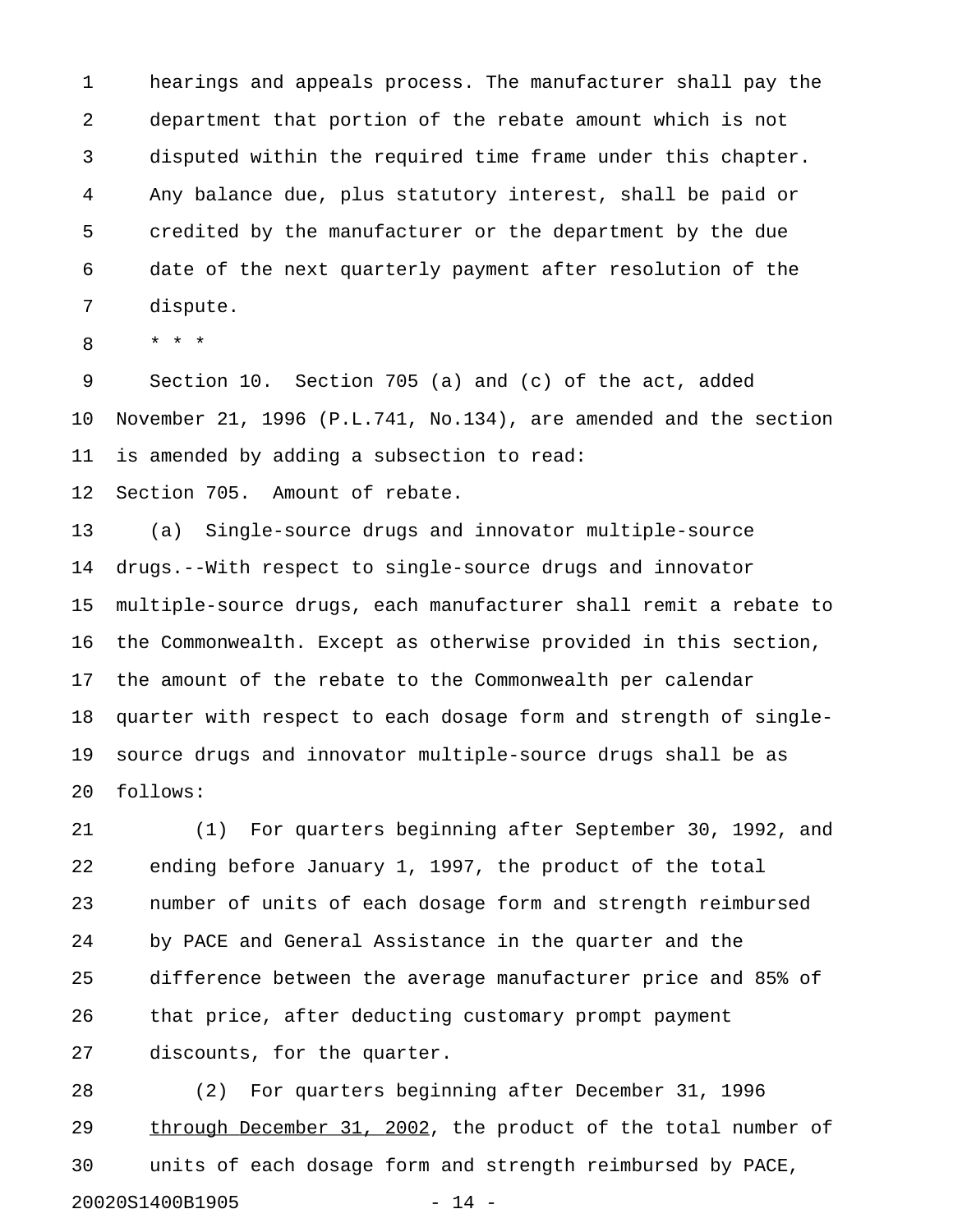hearings and appeals process. The manufacturer shall pay the department that portion of the rebate amount which is not disputed within the required time frame under this chapter. Any balance due, plus statutory interest, shall be paid or credited by the manufacturer or the department by the due date of the next quarterly payment after resolution of the dispute.

\* \* \*

Section 10. Section 705 (a) and (c) of the act, added November 21, 1996 (P.L.741, No.134), are amended and the section is amended by adding a subsection to read:

Section 705. Amount of rebate.

(a) Single-source drugs and innovator multiple-source drugs.--With respect to single-source drugs and innovator multiple-source drugs, each manufacturer shall remit a rebate to the Commonwealth. Except as otherwise provided in this section, the amount of the rebate to the Commonwealth per calendar quarter with respect to each dosage form and strength of single-source drugs and innovator multiple-source drugs shall be as follows:

(1) For quarters beginning after September 30, 1992, and ending before January 1, 1997, the product of the total number of units of each dosage form and strength reimbursed by PACE and General Assistance in the quarter and the difference between the average manufacturer price and 85% of that price, after deducting customary prompt payment discounts, for the quarter.

(2) For quarters beginning after December 31, 1996 <u>through December 31, 2002</u>, the product of the total number of units of each dosage form and strength reimbursed by PACE,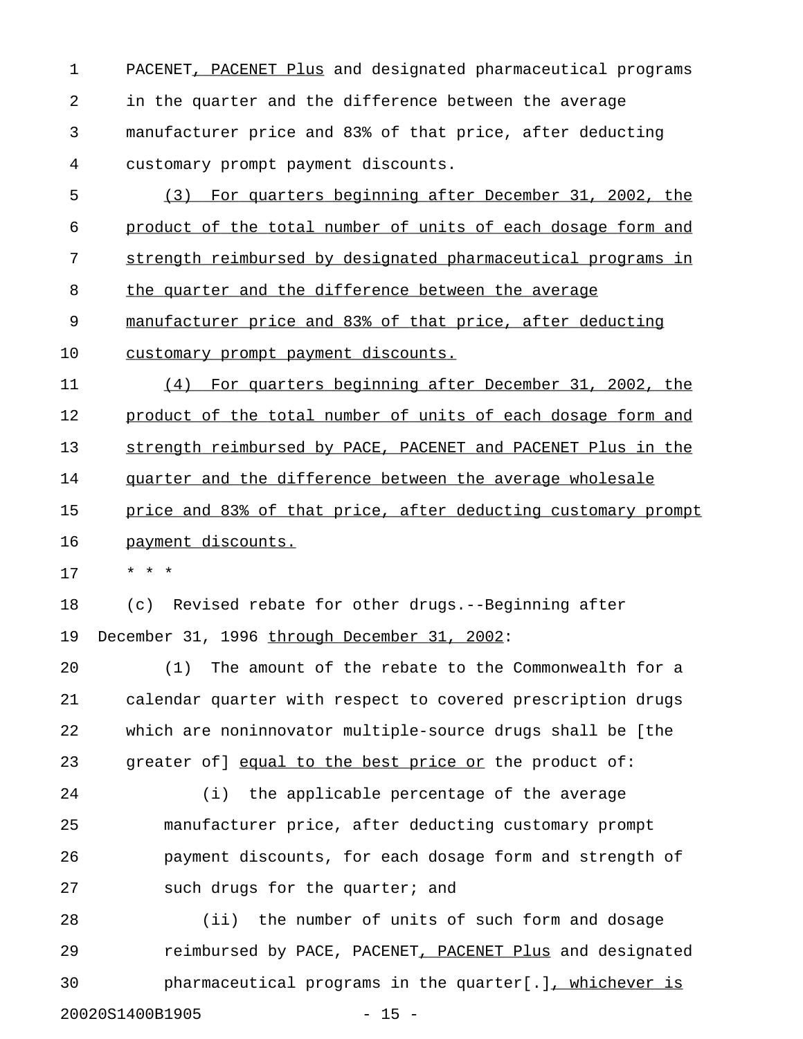PACENET, PACENET Plus and designated pharmaceutical programs in the quarter and the difference between the average manufacturer price and 83% of that price, after deducting customary prompt payment discounts.

(3) For quarters beginning after December 31, 2002, the product of the total number of units of each dosage form and strength reimbursed by designated pharmaceutical programs in the quarter and the difference between the average manufacturer price and 83% of that price, after deducting customary prompt payment discounts.

(4) For quarters beginning after December 31, 2002, the product of the total number of units of each dosage form and strength reimbursed by PACE, PACENET and PACENET Plus in the quarter and the difference between the average wholesale price and 83% of that price, after deducting customary prompt payment discounts.

* * *

(c) Revised rebate for other drugs.--Beginning after December 31, 1996 through December 31, 2002:

(1) The amount of the rebate to the Commonwealth for a calendar quarter with respect to covered prescription drugs which are noninnovator multiple-source drugs shall be [the greater of] equal to the best price or the product of:

(i) the applicable percentage of the average manufacturer price, after deducting customary prompt payment discounts, for each dosage form and strength of such drugs for the quarter; and

(ii) the number of units of such form and dosage reimbursed by PACE, PACENET, PACENET Plus and designated pharmaceutical programs in the quarter[.], whichever is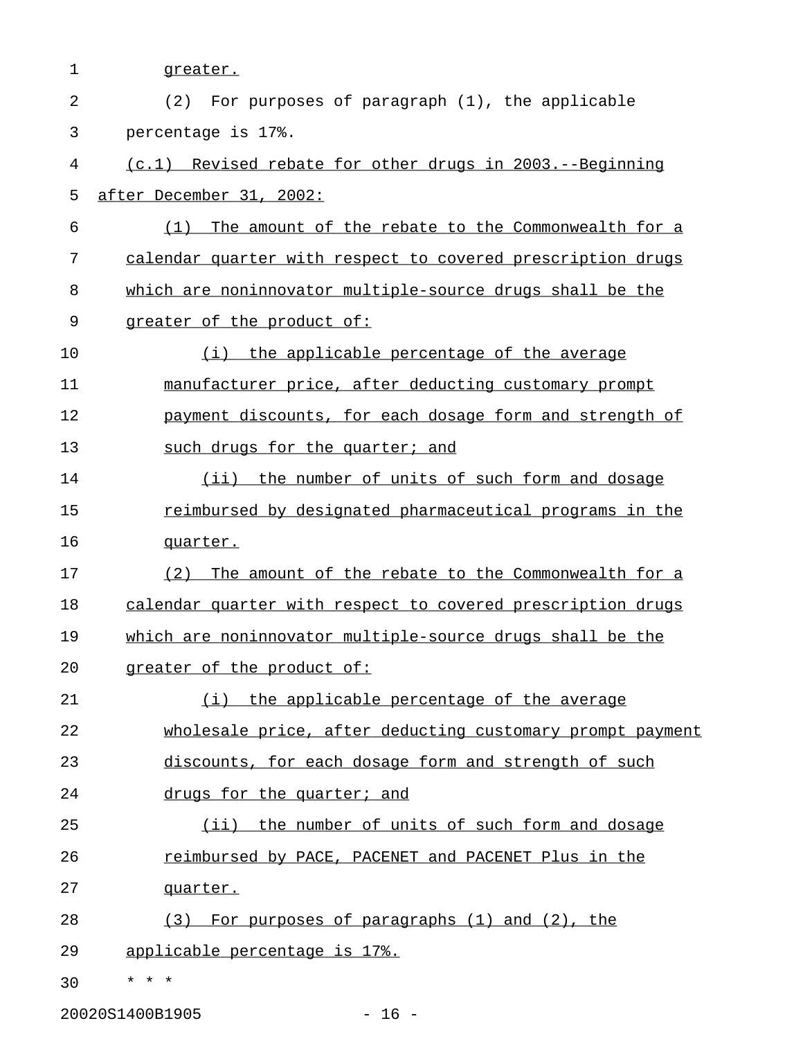greater.

(2) For purposes of paragraph (1), the applicable percentage is 17%.

(c.1) Revised rebate for other drugs in 2003.--Beginning after December 31, 2002:

(1) The amount of the rebate to the Commonwealth for a calendar quarter with respect to covered prescription drugs which are noninnovator multiple-source drugs shall be the greater of the product of:

(i) the applicable percentage of the average manufacturer price, after deducting customary prompt payment discounts, for each dosage form and strength of such drugs for the quarter; and

(ii) the number of units of such form and dosage reimbursed by designated pharmaceutical programs in the quarter.

(2) The amount of the rebate to the Commonwealth for a calendar quarter with respect to covered prescription drugs which are noninnovator multiple-source drugs shall be the greater of the product of:

(i) the applicable percentage of the average wholesale price, after deducting customary prompt payment discounts, for each dosage form and strength of such drugs for the quarter; and

(ii) the number of units of such form and dosage reimbursed by PACE, PACENET and PACENET Plus in the quarter.

(3) For purposes of paragraphs (1) and (2), the applicable percentage is 17%.

* * *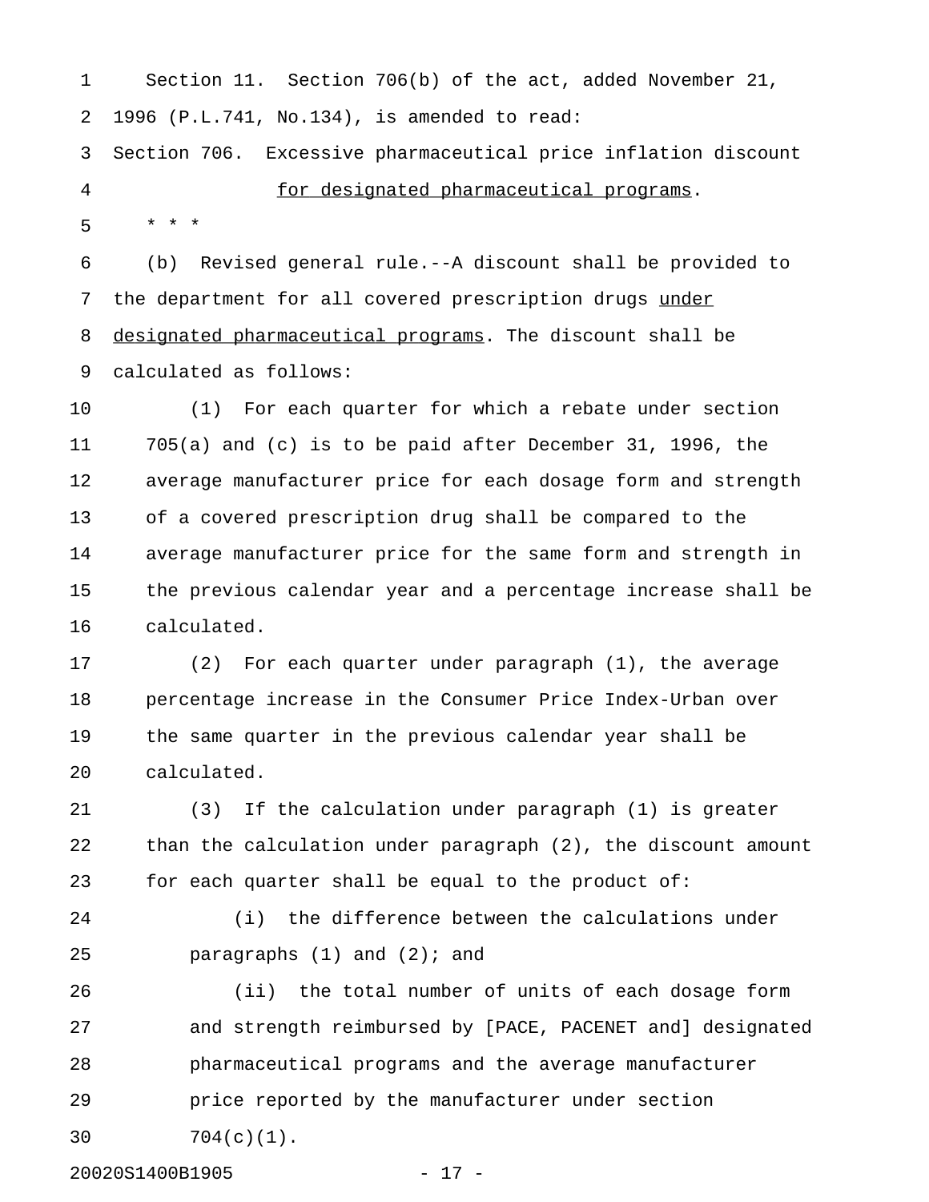Section 11. Section 706(b) of the act, added November 21, 1996 (P.L.741, No.134), is amended to read:

Section 706. Excessive pharmaceutical price inflation discount for designated pharmaceutical programs.

\* \* \*

(b) Revised general rule.--A discount shall be provided to the department for all covered prescription drugs under designated pharmaceutical programs. The discount shall be calculated as follows:

(1) For each quarter for which a rebate under section 705(a) and (c) is to be paid after December 31, 1996, the average manufacturer price for each dosage form and strength of a covered prescription drug shall be compared to the average manufacturer price for the same form and strength in the previous calendar year and a percentage increase shall be calculated.

(2) For each quarter under paragraph (1), the average percentage increase in the Consumer Price Index-Urban over the same quarter in the previous calendar year shall be calculated.

(3) If the calculation under paragraph (1) is greater than the calculation under paragraph (2), the discount amount for each quarter shall be equal to the product of:

(i) the difference between the calculations under paragraphs (1) and (2); and

(ii) the total number of units of each dosage form and strength reimbursed by [PACE, PACENET and] designated pharmaceutical programs and the average manufacturer price reported by the manufacturer under section 704(c)(1).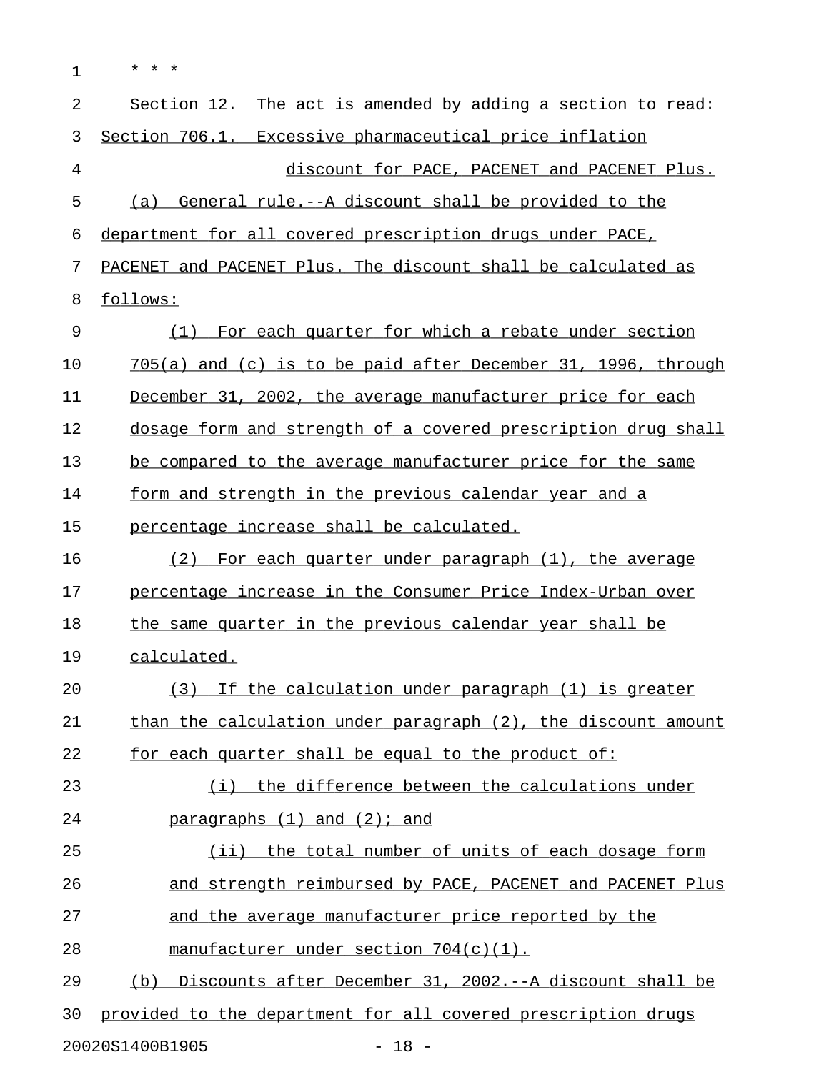\* \* \*

Section 12. The act is amended by adding a section to read:

Section 706.1. Excessive pharmaceutical price inflation discount for PACE, PACENET and PACENET Plus.

(a) General rule.--A discount shall be provided to the department for all covered prescription drugs under PACE, PACENET and PACENET Plus. The discount shall be calculated as follows:

(1) For each quarter for which a rebate under section 705(a) and (c) is to be paid after December 31, 1996, through December 31, 2002, the average manufacturer price for each dosage form and strength of a covered prescription drug shall be compared to the average manufacturer price for the same form and strength in the previous calendar year and a percentage increase shall be calculated.

(2) For each quarter under paragraph (1), the average percentage increase in the Consumer Price Index-Urban over the same quarter in the previous calendar year shall be calculated.

(3) If the calculation under paragraph (1) is greater than the calculation under paragraph (2), the discount amount for each quarter shall be equal to the product of:

(i) the difference between the calculations under paragraphs (1) and (2); and

(ii) the total number of units of each dosage form and strength reimbursed by PACE, PACENET and PACENET Plus and the average manufacturer price reported by the manufacturer under section 704(c)(1).

(b) Discounts after December 31, 2002.--A discount shall be provided to the department for all covered prescription drugs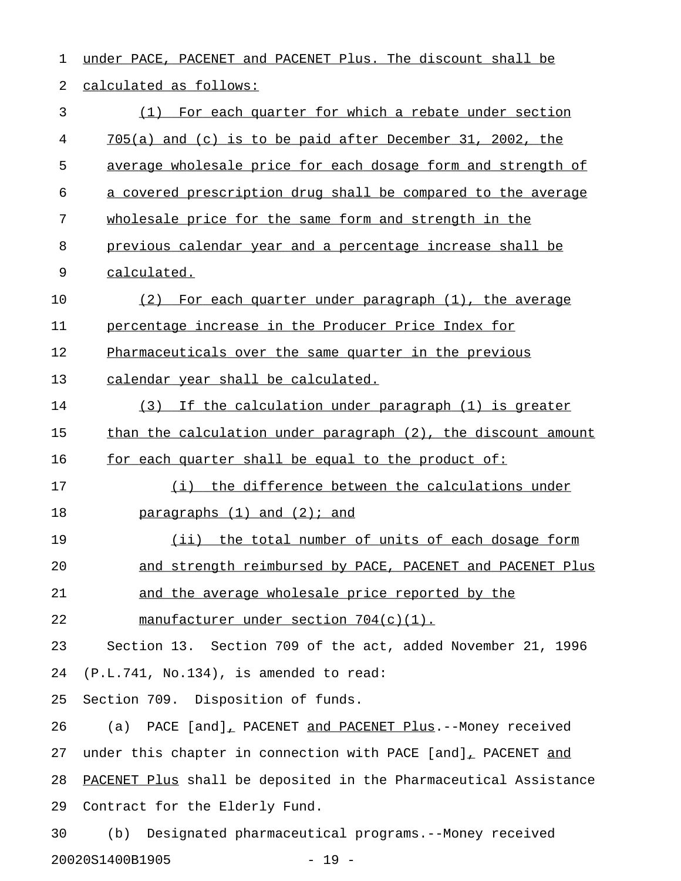under PACE, PACENET and PACENET Plus. The discount shall be calculated as follows:

(1) For each quarter for which a rebate under section 705(a) and (c) is to be paid after December 31, 2002, the average wholesale price for each dosage form and strength of a covered prescription drug shall be compared to the average wholesale price for the same form and strength in the previous calendar year and a percentage increase shall be calculated.

(2) For each quarter under paragraph (1), the average percentage increase in the Producer Price Index for Pharmaceuticals over the same quarter in the previous calendar year shall be calculated.

(3) If the calculation under paragraph (1) is greater than the calculation under paragraph (2), the discount amount for each quarter shall be equal to the product of:

(i) the difference between the calculations under paragraphs (1) and (2); and

(ii) the total number of units of each dosage form and strength reimbursed by PACE, PACENET and PACENET Plus and the average wholesale price reported by the manufacturer under section 704(c)(1).

Section 13. Section 709 of the act, added November 21, 1996 (P.L.741, No.134), is amended to read:

Section 709. Disposition of funds.

(a) PACE [and], PACENET and PACENET Plus.--Money received under this chapter in connection with PACE [and], PACENET and PACENET Plus shall be deposited in the Pharmaceutical Assistance Contract for the Elderly Fund.

(b) Designated pharmaceutical programs.--Money received

20020S1400B1905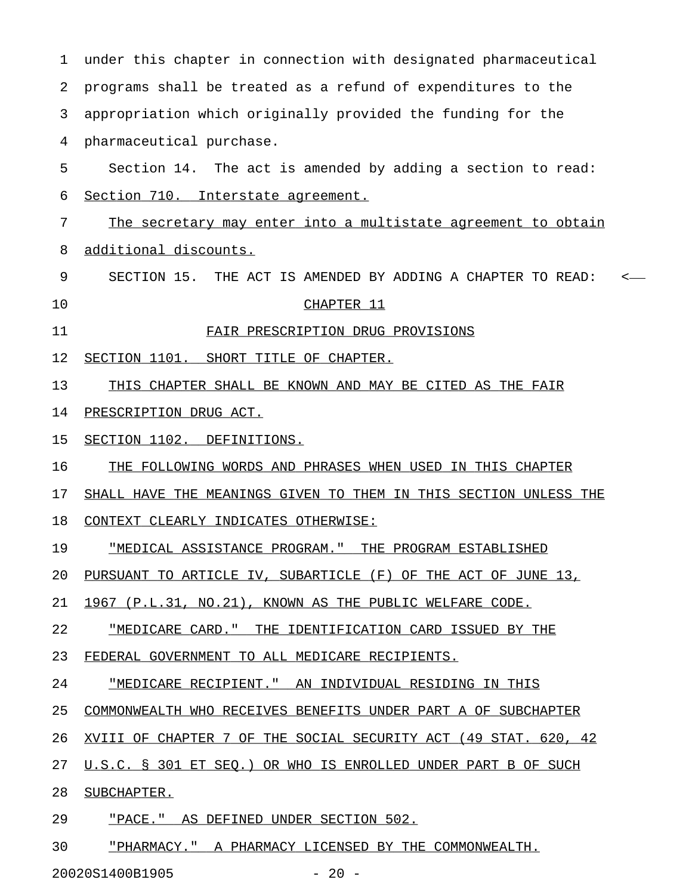under this chapter in connection with designated pharmaceutical programs shall be treated as a refund of expenditures to the appropriation which originally provided the funding for the pharmaceutical purchase.

Section 14. The act is amended by adding a section to read:

Section 710. Interstate agreement.

The secretary may enter into a multistate agreement to obtain additional discounts.

SECTION 15. THE ACT IS AMENDED BY ADDING A CHAPTER TO READ:

CHAPTER 11

FAIR PRESCRIPTION DRUG PROVISIONS

SECTION 1101. SHORT TITLE OF CHAPTER.

THIS CHAPTER SHALL BE KNOWN AND MAY BE CITED AS THE FAIR PRESCRIPTION DRUG ACT.

SECTION 1102. DEFINITIONS.

THE FOLLOWING WORDS AND PHRASES WHEN USED IN THIS CHAPTER SHALL HAVE THE MEANINGS GIVEN TO THEM IN THIS SECTION UNLESS THE CONTEXT CLEARLY INDICATES OTHERWISE:

"MEDICAL ASSISTANCE PROGRAM." THE PROGRAM ESTABLISHED PURSUANT TO ARTICLE IV, SUBARTICLE (F) OF THE ACT OF JUNE 13, 1967 (P.L.31, NO.21), KNOWN AS THE PUBLIC WELFARE CODE.

"MEDICARE CARD." THE IDENTIFICATION CARD ISSUED BY THE FEDERAL GOVERNMENT TO ALL MEDICARE RECIPIENTS.

"MEDICARE RECIPIENT." AN INDIVIDUAL RESIDING IN THIS COMMONWEALTH WHO RECEIVES BENEFITS UNDER PART A OF SUBCHAPTER XVIII OF CHAPTER 7 OF THE SOCIAL SECURITY ACT (49 STAT. 620, 42 U.S.C. § 301 ET SEQ.) OR WHO IS ENROLLED UNDER PART B OF SUCH SUBCHAPTER.

"PACE." AS DEFINED UNDER SECTION 502.

"PHARMACY." A PHARMACY LICENSED BY THE COMMONWEALTH.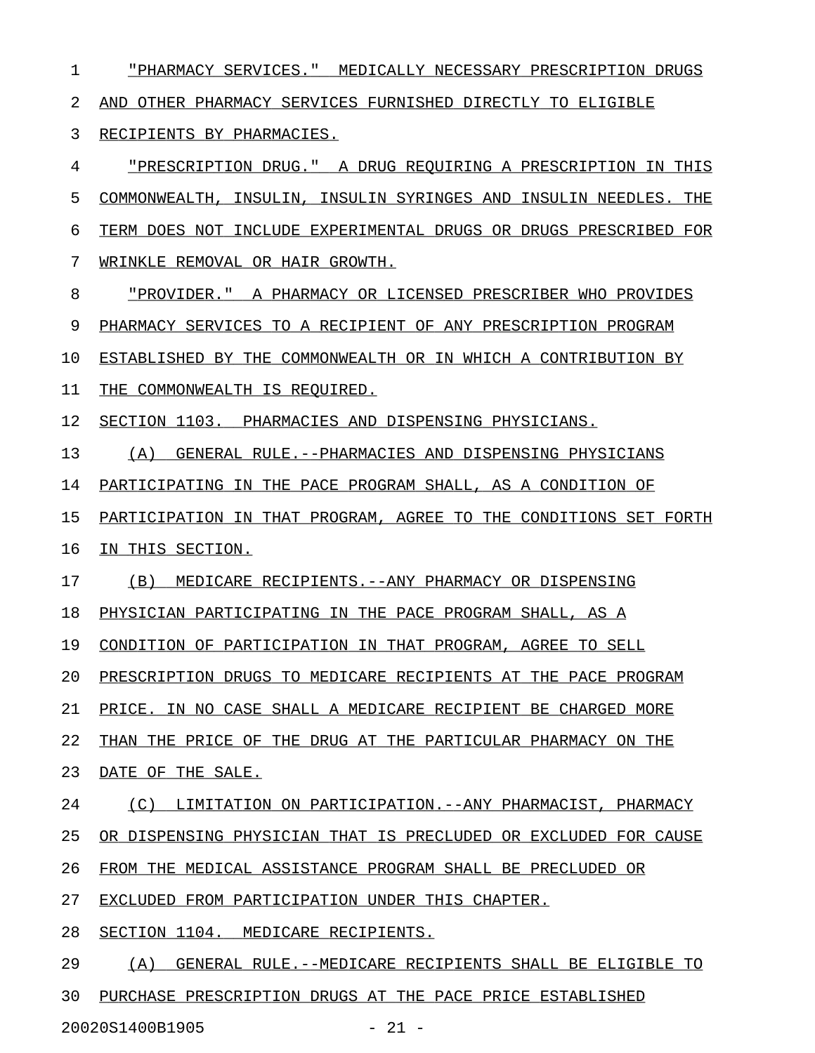"PHARMACY SERVICES." MEDICALLY NECESSARY PRESCRIPTION DRUGS AND OTHER PHARMACY SERVICES FURNISHED DIRECTLY TO ELIGIBLE RECIPIENTS BY PHARMACIES.

"PRESCRIPTION DRUG." A DRUG REQUIRING A PRESCRIPTION IN THIS COMMONWEALTH, INSULIN, INSULIN SYRINGES AND INSULIN NEEDLES. THE TERM DOES NOT INCLUDE EXPERIMENTAL DRUGS OR DRUGS PRESCRIBED FOR WRINKLE REMOVAL OR HAIR GROWTH.

"PROVIDER." A PHARMACY OR LICENSED PRESCRIBER WHO PROVIDES PHARMACY SERVICES TO A RECIPIENT OF ANY PRESCRIPTION PROGRAM ESTABLISHED BY THE COMMONWEALTH OR IN WHICH A CONTRIBUTION BY THE COMMONWEALTH IS REQUIRED.

SECTION 1103. PHARMACIES AND DISPENSING PHYSICIANS.

(A) GENERAL RULE.--PHARMACIES AND DISPENSING PHYSICIANS PARTICIPATING IN THE PACE PROGRAM SHALL, AS A CONDITION OF PARTICIPATION IN THAT PROGRAM, AGREE TO THE CONDITIONS SET FORTH IN THIS SECTION.

(B) MEDICARE RECIPIENTS.--ANY PHARMACY OR DISPENSING PHYSICIAN PARTICIPATING IN THE PACE PROGRAM SHALL, AS A CONDITION OF PARTICIPATION IN THAT PROGRAM, AGREE TO SELL PRESCRIPTION DRUGS TO MEDICARE RECIPIENTS AT THE PACE PROGRAM PRICE. IN NO CASE SHALL A MEDICARE RECIPIENT BE CHARGED MORE THAN THE PRICE OF THE DRUG AT THE PARTICULAR PHARMACY ON THE DATE OF THE SALE.

(C) LIMITATION ON PARTICIPATION.--ANY PHARMACIST, PHARMACY OR DISPENSING PHYSICIAN THAT IS PRECLUDED OR EXCLUDED FOR CAUSE FROM THE MEDICAL ASSISTANCE PROGRAM SHALL BE PRECLUDED OR EXCLUDED FROM PARTICIPATION UNDER THIS CHAPTER.

SECTION 1104. MEDICARE RECIPIENTS.

(A) GENERAL RULE.--MEDICARE RECIPIENTS SHALL BE ELIGIBLE TO PURCHASE PRESCRIPTION DRUGS AT THE PACE PRICE ESTABLISHED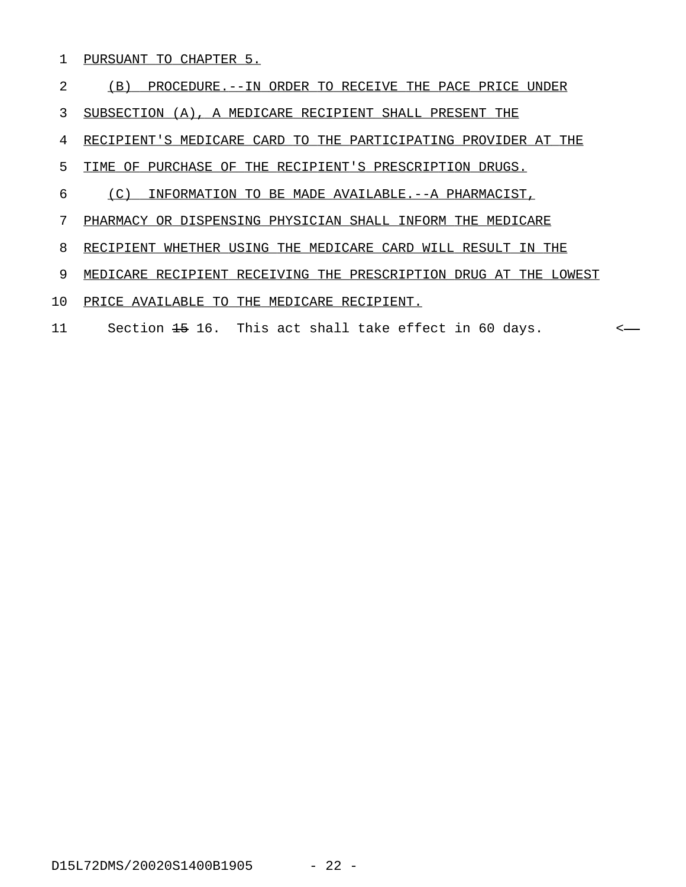PURSUANT TO CHAPTER 5.

(B) PROCEDURE.--IN ORDER TO RECEIVE THE PACE PRICE UNDER SUBSECTION (A), A MEDICARE RECIPIENT SHALL PRESENT THE RECIPIENT'S MEDICARE CARD TO THE PARTICIPATING PROVIDER AT THE TIME OF PURCHASE OF THE RECIPIENT'S PRESCRIPTION DRUGS.

(C) INFORMATION TO BE MADE AVAILABLE.--A PHARMACIST, PHARMACY OR DISPENSING PHYSICIAN SHALL INFORM THE MEDICARE RECIPIENT WHETHER USING THE MEDICARE CARD WILL RESULT IN THE MEDICARE RECIPIENT RECEIVING THE PRESCRIPTION DRUG AT THE LOWEST PRICE AVAILABLE TO THE MEDICARE RECIPIENT.

Section ~~15~~ 16. This act shall take effect in 60 days.